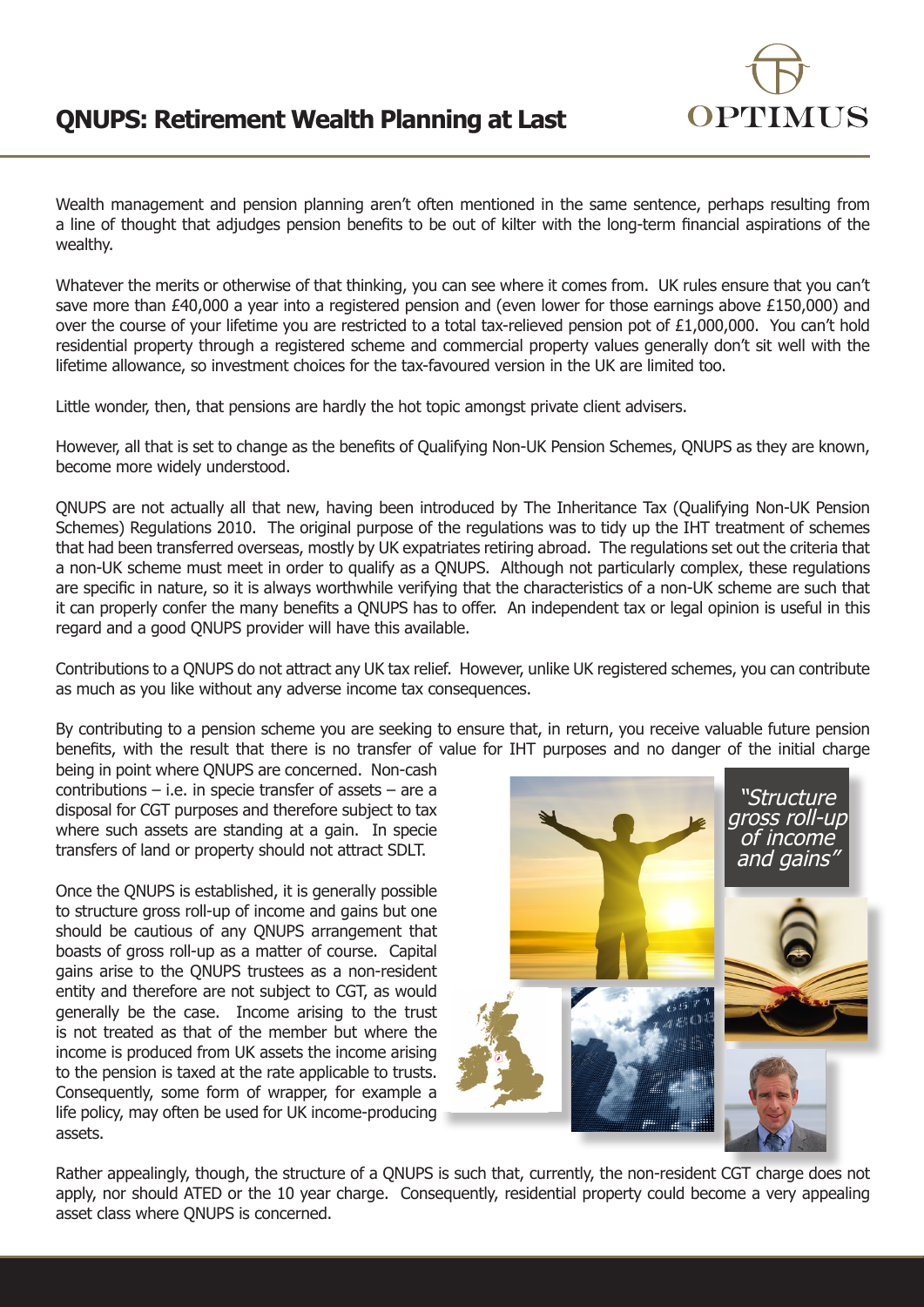# QNUPS: Retirement Wealth Planning at Last

Wealth management and pension planning aren't often mentioned in the same sentence, perhaps resulting from a line of thought that adjudges pension benefits to be out of kilter with the long-term financial aspirations of the wealthy.

Whatever the merits or otherwise of that thinking, you can see where it comes from. UK rules ensure that you can't save more than £40,000 a year into a registered pension and (even lower for those earnings above £150,000) and over the course of your lifetime you are restricted to a total tax-relieved pension pot of £1,000,000. You can't hold residential property through a registered scheme and commercial property values generally don't sit well with the lifetime allowance, so investment choices for the tax-favoured version in the UK are limited too.

Little wonder, then, that pensions are hardly the hot topic amongst private client advisers.

However, all that is set to change as the benefits of Qualifying Non-UK Pension Schemes, QNUPS as they are known, become more widely understood.

QNUPS are not actually all that new, having been introduced by The Inheritance Tax (Qualifying Non-UK Pension Schemes) Regulations 2010. The original purpose of the regulations was to tidy up the IHT treatment of schemes that had been transferred overseas, mostly by UK expatriates retiring abroad. The regulations set out the criteria that a non-UK scheme must meet in order to qualify as a QNUPS. Although not particularly complex, these regulations are specific in nature, so it is always worthwhile verifying that the characteristics of a non-UK scheme are such that it can properly confer the many benefits a QNUPS has to offer. An independent tax or legal opinion is useful in this regard and a good QNUPS provider will have this available.

Contributions to a QNUPS do not attract any UK tax relief. However, unlike UK registered schemes, you can contribute as much as you like without any adverse income tax consequences.

By contributing to a pension scheme you are seeking to ensure that, in return, you receive valuable future pension benefits, with the result that there is no transfer of value for IHT purposes and no danger of the initial charge being in point where QNUPS are concerned. Non-cash contributions – i.e. in specie transfer of assets – are a disposal for CGT purposes and therefore subject to tax where such assets are standing at a gain. In specie transfers of land or property should not attract SDLT.

Once the QNUPS is established, it is generally possible to structure gross roll-up of income and gains but one should be cautious of any QNUPS arrangement that boasts of gross roll-up as a matter of course. Capital gains arise to the QNUPS trustees as a non-resident entity and therefore are not subject to CGT, as would generally be the case. Income arising to the trust is not treated as that of the member but where the income is produced from UK assets the income arising to the pension is taxed at the rate applicable to trusts. Consequently, some form of wrapper, for example a life policy, may often be used for UK income-producing assets.

*"Structure gross roll-up of income and gains"*

Rather appealingly, though, the structure of a QNUPS is such that, currently, the non-resident CGT charge does not apply, nor should ATED or the 10 year charge. Consequently, residential property could become a very appealing asset class where QNUPS is concerned.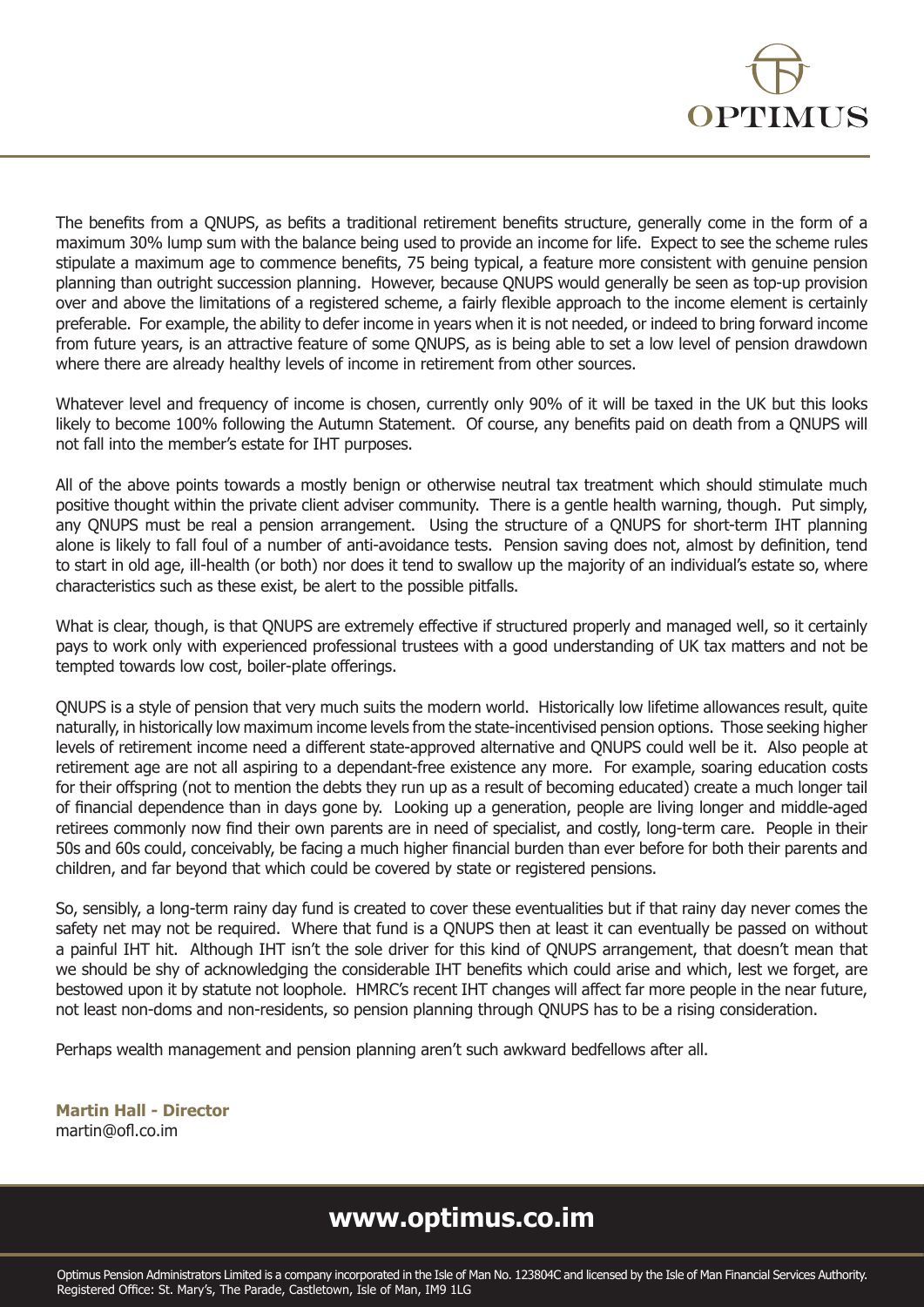The benefits from a QNUPS, as befits a traditional retirement benefits structure, generally come in the form of a maximum 30% lump sum with the balance being used to provide an income for life. Expect to see the scheme rules stipulate a maximum age to commence benefits, 75 being typical, a feature more consistent with genuine pension planning than outright succession planning. However, because QNUPS would generally be seen as top-up provision over and above the limitations of a registered scheme, a fairly flexible approach to the income element is certainly preferable. For example, the ability to defer income in years when it is not needed, or indeed to bring forward income from future years, is an attractive feature of some QNUPS, as is being able to set a low level of pension drawdown where there are already healthy levels of income in retirement from other sources.

Whatever level and frequency of income is chosen, currently only 90% of it will be taxed in the UK but this looks likely to become 100% following the Autumn Statement. Of course, any benefits paid on death from a QNUPS will not fall into the member's estate for IHT purposes.

All of the above points towards a mostly benign or otherwise neutral tax treatment which should stimulate much positive thought within the private client adviser community. There is a gentle health warning, though. Put simply, any QNUPS must be real a pension arrangement. Using the structure of a QNUPS for short-term IHT planning alone is likely to fall foul of a number of anti-avoidance tests. Pension saving does not, almost by definition, tend to start in old age, ill-health (or both) nor does it tend to swallow up the majority of an individual's estate so, where characteristics such as these exist, be alert to the possible pitfalls.

What is clear, though, is that QNUPS are extremely effective if structured properly and managed well, so it certainly pays to work only with experienced professional trustees with a good understanding of UK tax matters and not be tempted towards low cost, boiler-plate offerings.

QNUPS is a style of pension that very much suits the modern world. Historically low lifetime allowances result, quite naturally, in historically low maximum income levels from the state-incentivised pension options. Those seeking higher levels of retirement income need a different state-approved alternative and QNUPS could well be it. Also people at retirement age are not all aspiring to a dependant-free existence any more. For example, soaring education costs for their offspring (not to mention the debts they run up as a result of becoming educated) create a much longer tail of financial dependence than in days gone by. Looking up a generation, people are living longer and middle-aged retirees commonly now find their own parents are in need of specialist, and costly, long-term care. People in their 50s and 60s could, conceivably, be facing a much higher financial burden than ever before for both their parents and children, and far beyond that which could be covered by state or registered pensions.

So, sensibly, a long-term rainy day fund is created to cover these eventualities but if that rainy day never comes the safety net may not be required. Where that fund is a QNUPS then at least it can eventually be passed on without a painful IHT hit. Although IHT isn't the sole driver for this kind of QNUPS arrangement, that doesn't mean that we should be shy of acknowledging the considerable IHT benefits which could arise and which, lest we forget, are bestowed upon it by statute not loophole. HMRC's recent IHT changes will affect far more people in the near future, not least non-doms and non-residents, so pension planning through QNUPS has to be a rising consideration.

Perhaps wealth management and pension planning aren't such awkward bedfellows after all.

**Martin Hall - Director**
martin@ofl.co.im

**www.optimus.co.im**

Optimus Pension Administrators Limited is a company incorporated in the Isle of Man No. 123804C and licensed by the Isle of Man Financial Services Authority. Registered Office: St. Mary's, The Parade, Castletown, Isle of Man, IM9 1LG